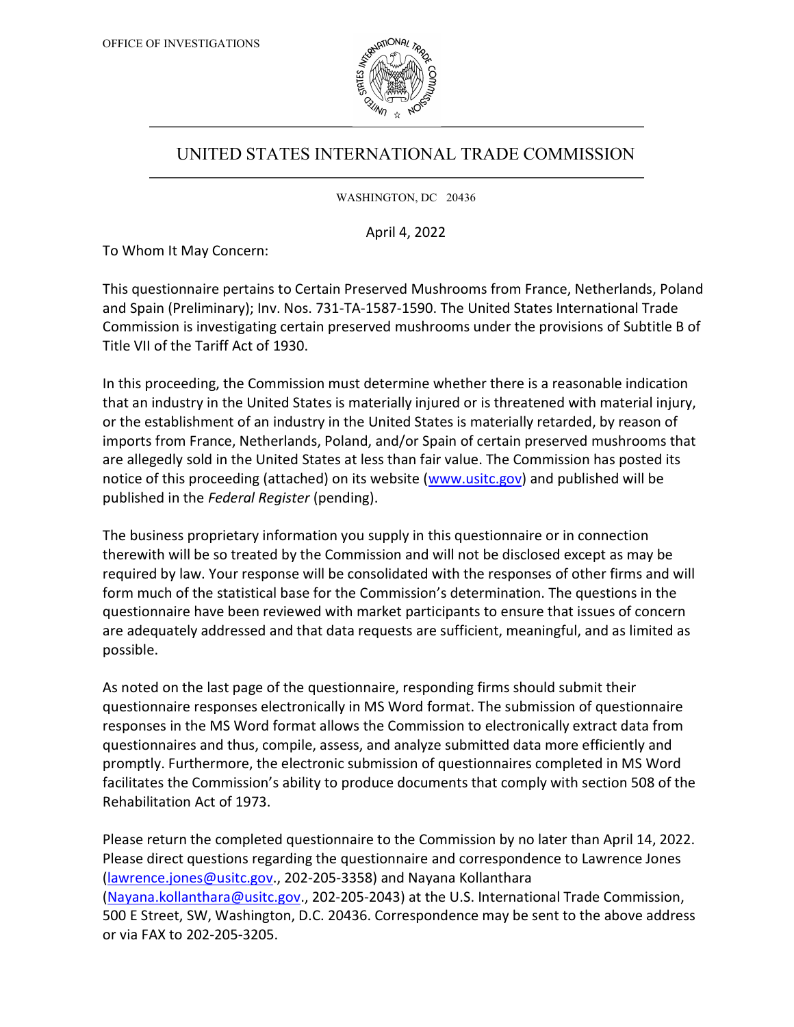OFFICE OF INVESTIGATIONS

# UNITED STATES INTERNATIONAL TRADE COMMISSION

WASHINGTON, DC 20436

April 4, 2022

To Whom It May Concern:

This questionnaire pertains to Certain Preserved Mushrooms from France, Netherlands, Poland and Spain (Preliminary); Inv. Nos. 731-TA-1587-1590. The United States International Trade Commission is investigating certain preserved mushrooms under the provisions of Subtitle B of Title VII of the Tariff Act of 1930.

In this proceeding, the Commission must determine whether there is a reasonable indication that an industry in the United States is materially injured or is threatened with material injury, or the establishment of an industry in the United States is materially retarded, by reason of imports from France, Netherlands, Poland, and/or Spain of certain preserved mushrooms that are allegedly sold in the United States at less than fair value. The Commission has posted its notice of this proceeding (attached) on its website (www.usitc.gov) and published will be published in the *Federal Register* (pending).

The business proprietary information you supply in this questionnaire or in connection therewith will be so treated by the Commission and will not be disclosed except as may be required by law. Your response will be consolidated with the responses of other firms and will form much of the statistical base for the Commission's determination. The questions in the questionnaire have been reviewed with market participants to ensure that issues of concern are adequately addressed and that data requests are sufficient, meaningful, and as limited as possible.

As noted on the last page of the questionnaire, responding firms should submit their questionnaire responses electronically in MS Word format. The submission of questionnaire responses in the MS Word format allows the Commission to electronically extract data from questionnaires and thus, compile, assess, and analyze submitted data more efficiently and promptly. Furthermore, the electronic submission of questionnaires completed in MS Word facilitates the Commission's ability to produce documents that comply with section 508 of the Rehabilitation Act of 1973.

Please return the completed questionnaire to the Commission by no later than April 14, 2022. Please direct questions regarding the questionnaire and correspondence to Lawrence Jones (lawrence.jones@usitc.gov., 202-205-3358) and Nayana Kollanthara (Nayana.kollanthara@usitc.gov., 202-205-2043) at the U.S. International Trade Commission, 500 E Street, SW, Washington, D.C. 20436. Correspondence may be sent to the above address or via FAX to 202-205-3205.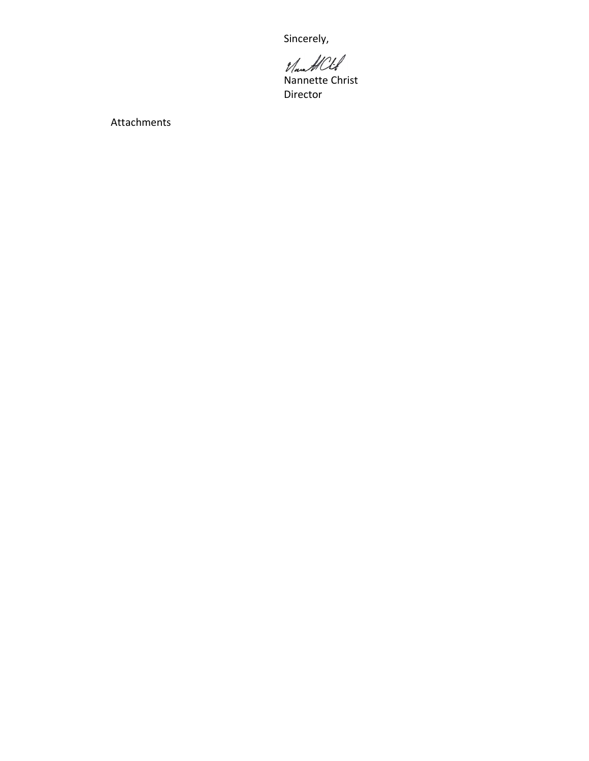Sincerely,

Nannette Christ
Director

Attachments